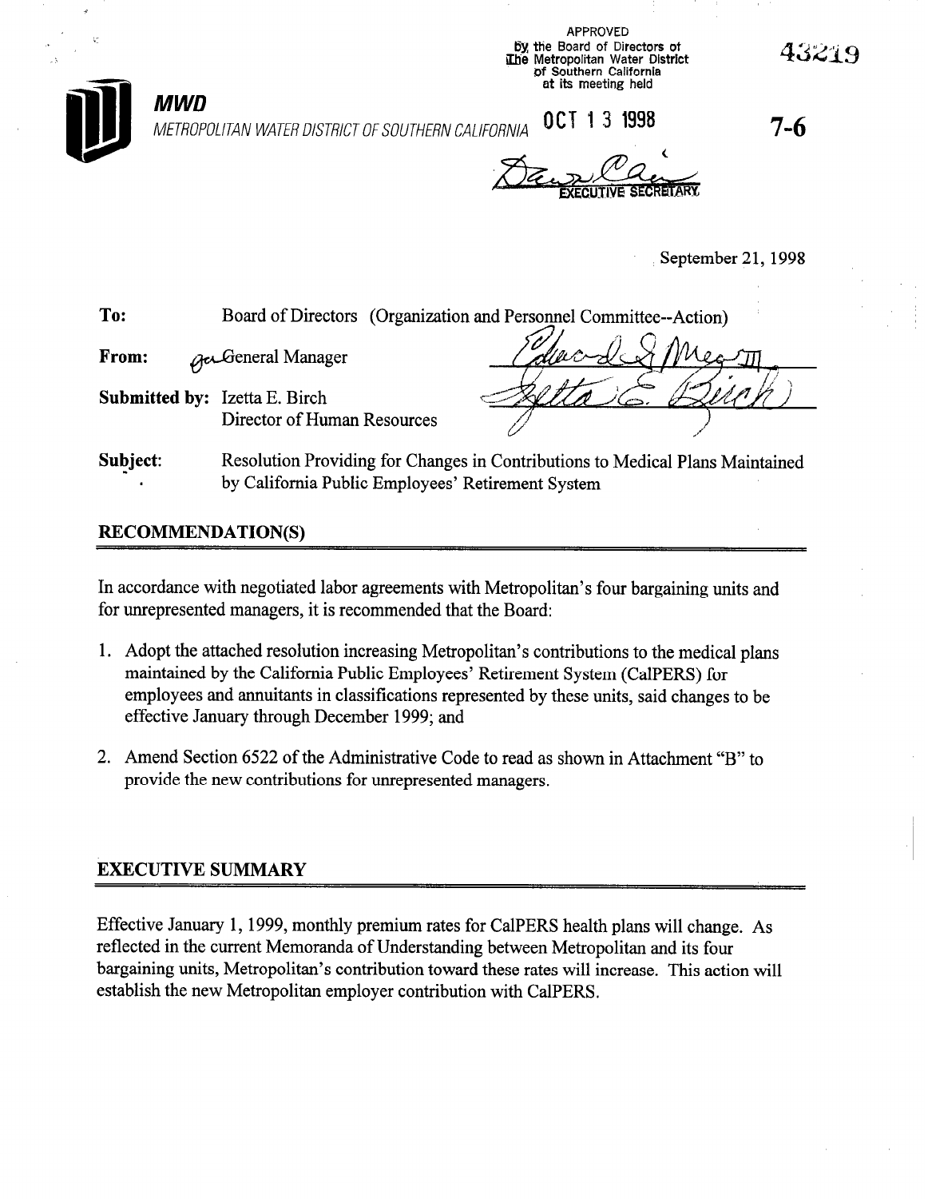APPROVED
by the Board of Directors of
The Metropolitan Water District
of Southern California
at its meeting held

OCT 13 1998

EXECUTIVE SECRETARY

43219

**MWD**

*METROPOLITAN WATER DISTRICT OF SOUTHERN CALIFORNIA*

**7-6**

September 21, 1998

**To:** Board of Directors (Organization and Personnel Committee--Action)

**From:** General Manager

**Submitted by:** Izetta E. Birch
Director of Human Resources

**Subject:** Resolution Providing for Changes in Contributions to Medical Plans Maintained by California Public Employees' Retirement System

## RECOMMENDATION(S)

In accordance with negotiated labor agreements with Metropolitan's four bargaining units and for unrepresented managers, it is recommended that the Board:

1. Adopt the attached resolution increasing Metropolitan's contributions to the medical plans maintained by the California Public Employees' Retirement System (CalPERS) for employees and annuitants in classifications represented by these units, said changes to be effective January through December 1999; and

2. Amend Section 6522 of the Administrative Code to read as shown in Attachment "B" to provide the new contributions for unrepresented managers.

## EXECUTIVE SUMMARY

Effective January 1, 1999, monthly premium rates for CalPERS health plans will change. As reflected in the current Memoranda of Understanding between Metropolitan and its four bargaining units, Metropolitan's contribution toward these rates will increase. This action will establish the new Metropolitan employer contribution with CalPERS.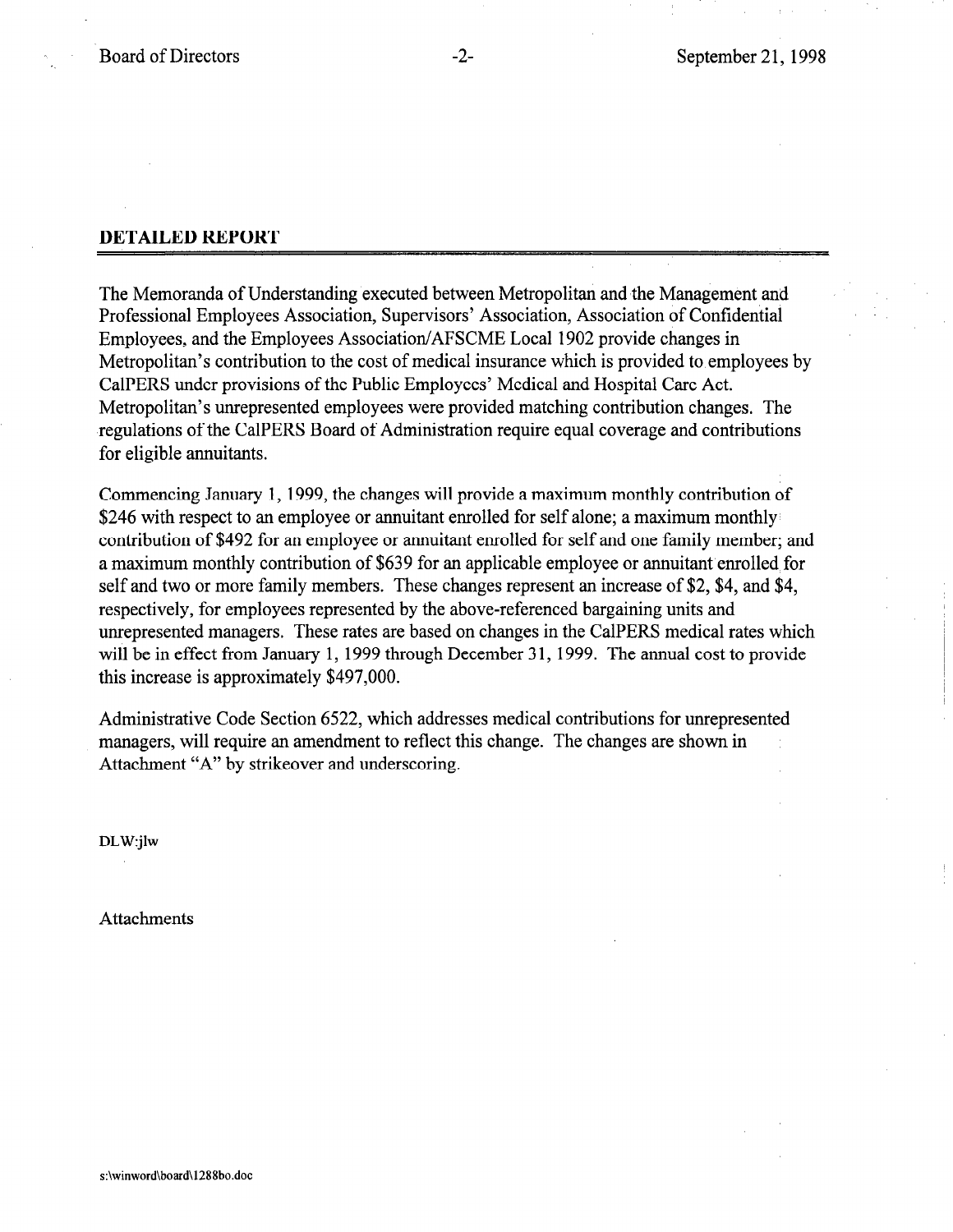## DETAILED REPORT

The Memoranda of Understanding executed between Metropolitan and the Management and Professional Employees Association, Supervisors' Association, Association of Confidential Employees, and the Employees Association/AFSCME Local 1902 provide changes in Metropolitan's contribution to the cost of medical insurance which is provided to employees by CalPERS under provisions of the Public Employees' Medical and Hospital Care Act. Metropolitan's unrepresented employees were provided matching contribution changes. The regulations of the CalPERS Board of Administration require equal coverage and contributions for eligible annuitants.

Commencing January 1, 1999, the changes will provide a maximum monthly contribution of $246 with respect to an employee or annuitant enrolled for self alone; a maximum monthly contribution of $492 for an employee or annuitant enrolled for self and one family member; and a maximum monthly contribution of $639 for an applicable employee or annuitant enrolled for self and two or more family members. These changes represent an increase of $2, $4, and $4, respectively, for employees represented by the above-referenced bargaining units and unrepresented managers. These rates are based on changes in the CalPERS medical rates which will be in effect from January 1, 1999 through December 31, 1999. The annual cost to provide this increase is approximately $497,000.

Administrative Code Section 6522, which addresses medical contributions for unrepresented managers, will require an amendment to reflect this change. The changes are shown in Attachment "A" by strikeover and underscoring.

DLW:jlw

Attachments

s:\winword\board\1288bo.doc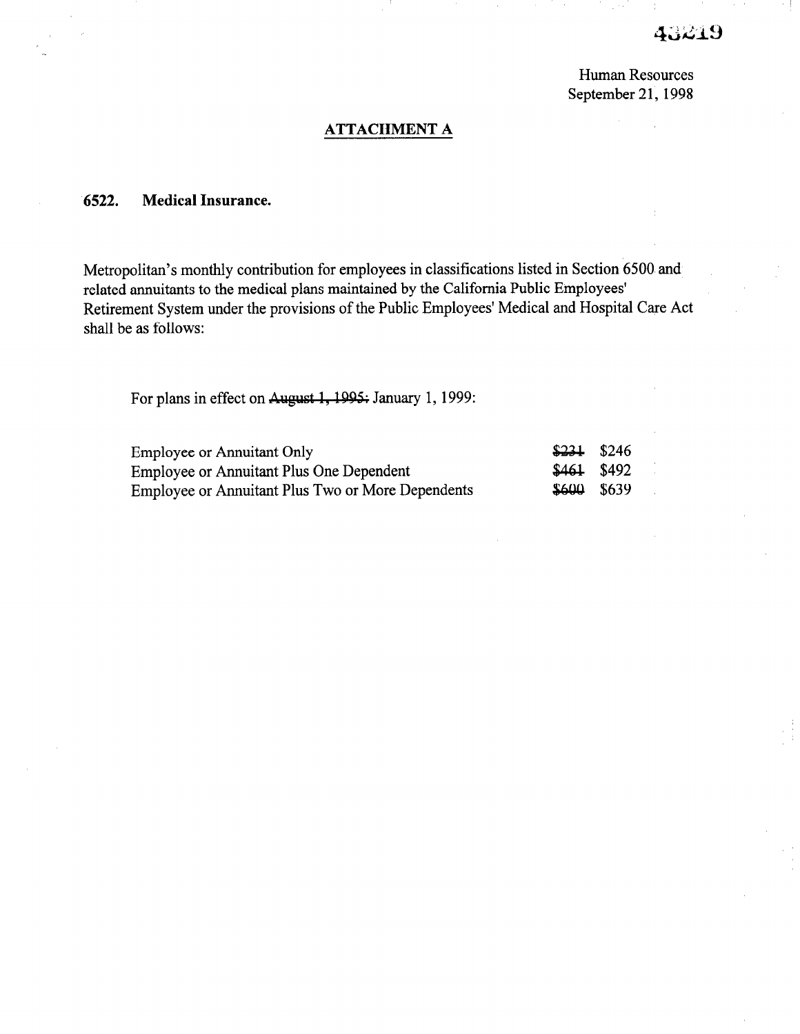Human Resources
September 21, 1998

## ATTACHMENT A

### 6522. Medical Insurance.

Metropolitan's monthly contribution for employees in classifications listed in Section 6500 and related annuitants to the medical plans maintained by the California Public Employees' Retirement System under the provisions of the Public Employees' Medical and Hospital Care Act shall be as follows:

For plans in effect on ~~August 1, 1995;~~ January 1, 1999:

| | | |
|---|---|---|
| Employee or Annuitant Only | ~~$231~~ | $246 |
| Employee or Annuitant Plus One Dependent | ~~$461~~ | $492 |
| Employee or Annuitant Plus Two or More Dependents | ~~$600~~ | $639 |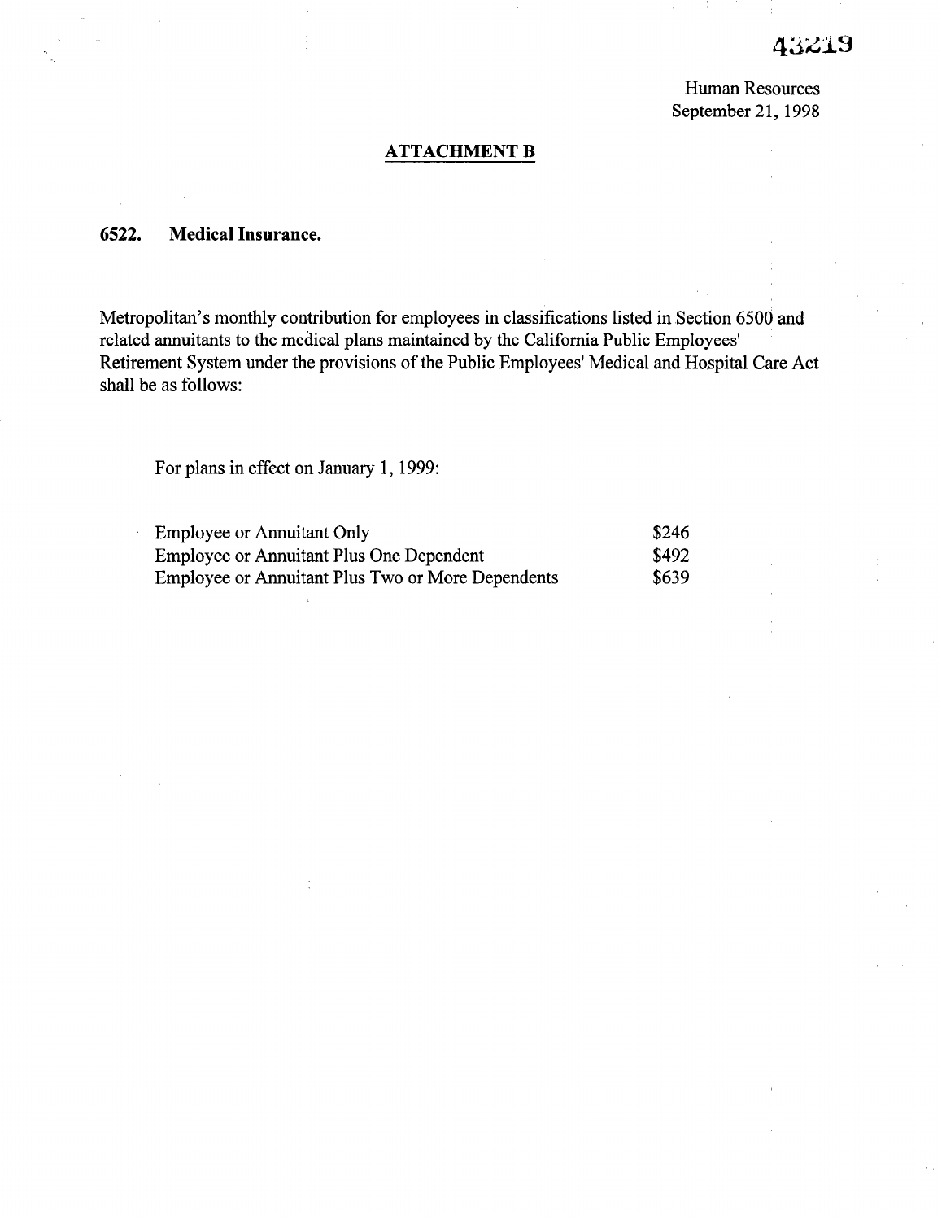43219

Human Resources
September 21, 1998

**ATTACHMENT B**

**6522. Medical Insurance.**

Metropolitan's monthly contribution for employees in classifications listed in Section 6500 and related annuitants to the medical plans maintained by the California Public Employees' Retirement System under the provisions of the Public Employees' Medical and Hospital Care Act shall be as follows:

For plans in effect on January 1, 1999:

| | |
|---|---|
| Employee or Annuitant Only | $246 |
| Employee or Annuitant Plus One Dependent | $492 |
| Employee or Annuitant Plus Two or More Dependents | $639 |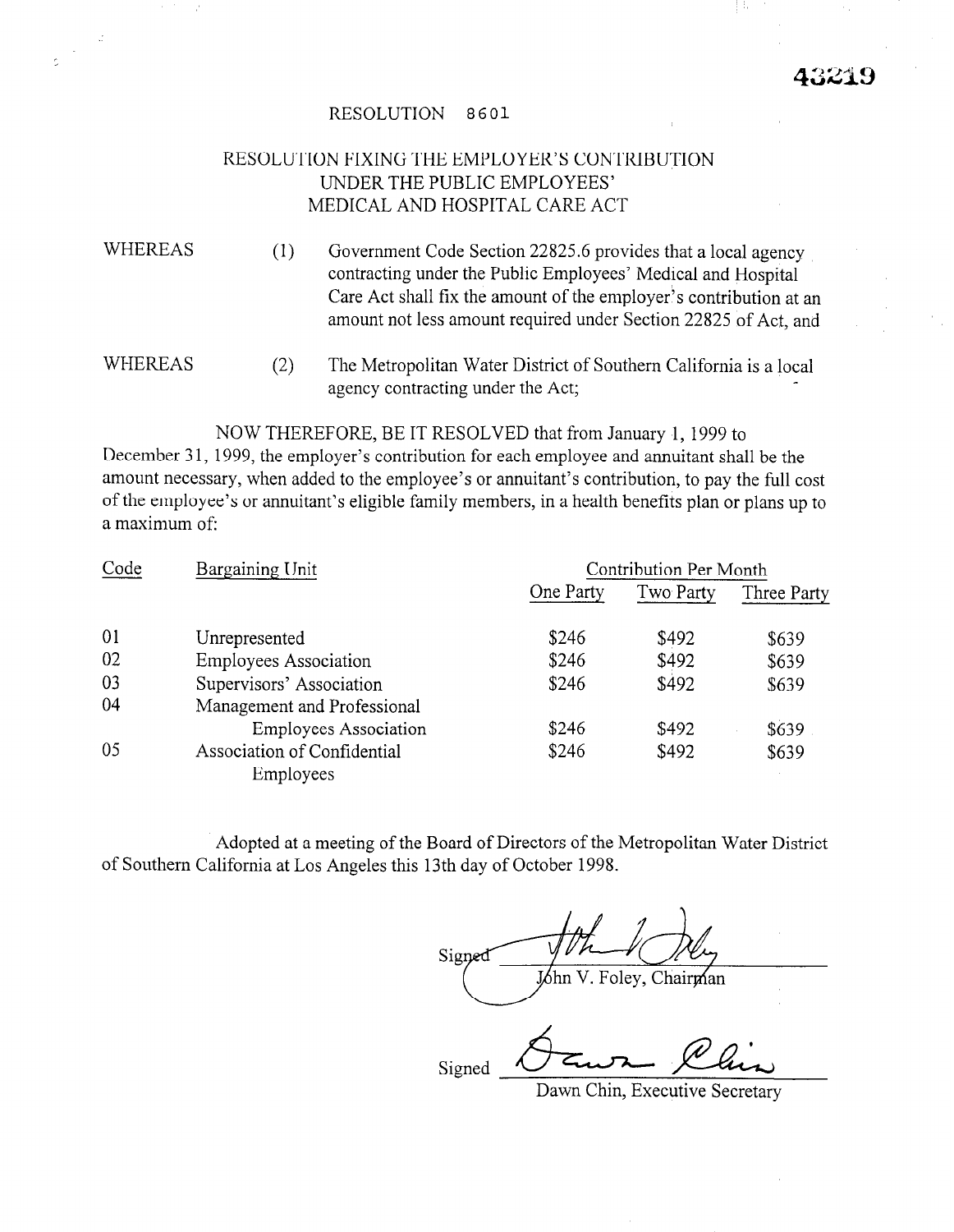43219

# RESOLUTION 8601

## RESOLUTION FIXING THE EMPLOYER'S CONTRIBUTION UNDER THE PUBLIC EMPLOYEES' MEDICAL AND HOSPITAL CARE ACT

WHEREAS (1) Government Code Section 22825.6 provides that a local agency contracting under the Public Employees' Medical and Hospital Care Act shall fix the amount of the employer's contribution at an amount not less amount required under Section 22825 of Act, and

WHEREAS (2) The Metropolitan Water District of Southern California is a local agency contracting under the Act;

NOW THEREFORE, BE IT RESOLVED that from January 1, 1999 to December 31, 1999, the employer's contribution for each employee and annuitant shall be the amount necessary, when added to the employee's or annuitant's contribution, to pay the full cost of the employee's or annuitant's eligible family members, in a health benefits plan or plans up to a maximum of:

| Code | Bargaining Unit | Contribution Per Month | | |
|---|---|---|---|---|
| | | One Party | Two Party | Three Party |
| 01 | Unrepresented | $246 | $492 | $639 |
| 02 | Employees Association | $246 | $492 | $639 |
| 03 | Supervisors' Association | $246 | $492 | $639 |
| 04 | Management and Professional Employees Association | $246 | $492 | $639 |
| 05 | Association of Confidential Employees | $246 | $492 | $639 |

Adopted at a meeting of the Board of Directors of the Metropolitan Water District of Southern California at Los Angeles this 13th day of October 1998.

Signed ______________________
John V. Foley, Chairman

Signed ______________________
Dawn Chin, Executive Secretary